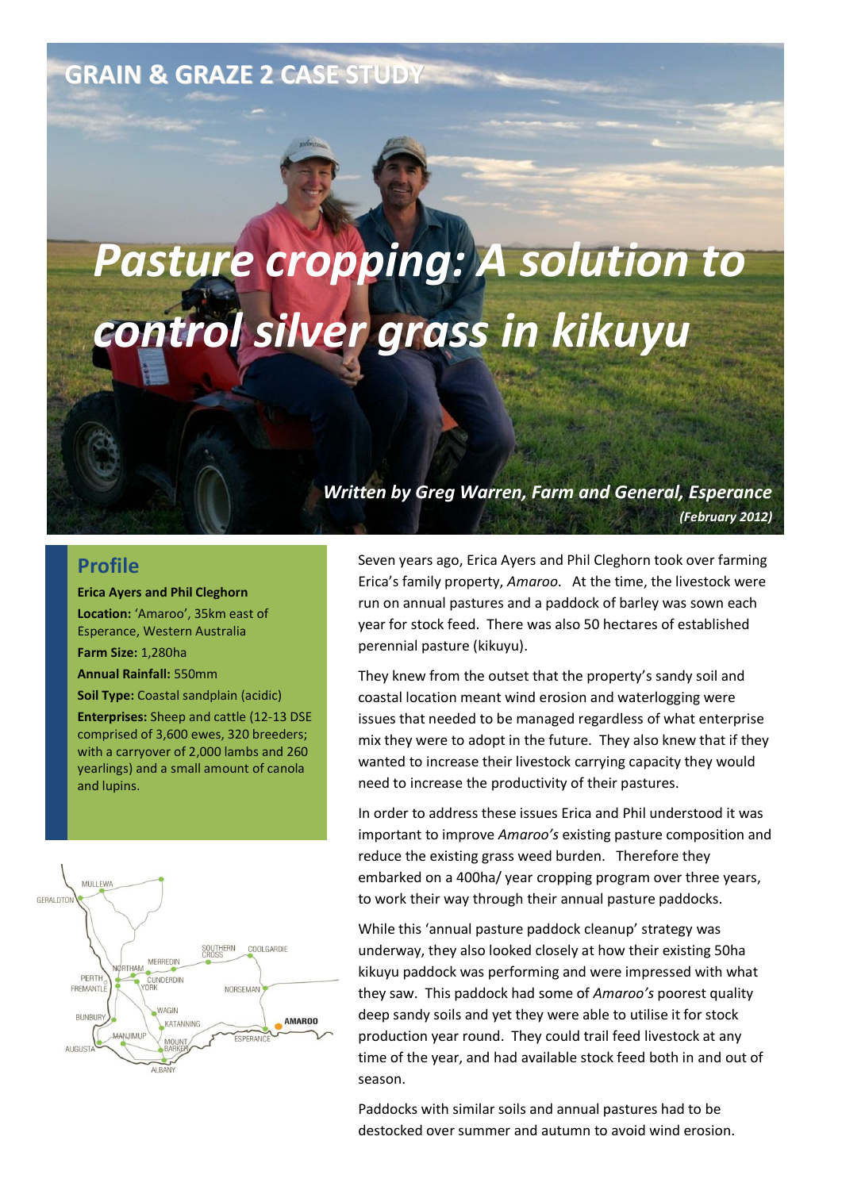GRAIN & GRAZE 2 CASE STUDY

# Pasture cropping: A solution to control silver grass in kikuyu

*Written by Greg Warren, Farm and General, Esperance*

*(February 2012)*

## Profile

**Erica Ayers and Phil Cleghorn**

**Location:** 'Amaroo', 35km east of Esperance, Western Australia

**Farm Size:** 1,280ha

**Annual Rainfall:** 550mm

**Soil Type:** Coastal sandplain (acidic)

**Enterprises:** Sheep and cattle (12-13 DSE comprised of 3,600 ewes, 320 breeders; with a carryover of 2,000 lambs and 260 yearlings) and a small amount of canola and lupins.

Seven years ago, Erica Ayers and Phil Cleghorn took over farming Erica's family property, *Amaroo*. At the time, the livestock were run on annual pastures and a paddock of barley was sown each year for stock feed. There was also 50 hectares of established perennial pasture (kikuyu).

They knew from the outset that the property's sandy soil and coastal location meant wind erosion and waterlogging were issues that needed to be managed regardless of what enterprise mix they were to adopt in the future. They also knew that if they wanted to increase their livestock carrying capacity they would need to increase the productivity of their pastures.

In order to address these issues Erica and Phil understood it was important to improve *Amaroo's* existing pasture composition and reduce the existing grass weed burden. Therefore they embarked on a 400ha/ year cropping program over three years, to work their way through their annual pasture paddocks.

While this 'annual pasture paddock cleanup' strategy was underway, they also looked closely at how their existing 50ha kikuyu paddock was performing and were impressed with what they saw. This paddock had some of *Amaroo's* poorest quality deep sandy soils and yet they were able to utilise it for stock production year round. They could trail feed livestock at any time of the year, and had available stock feed both in and out of season.

Paddocks with similar soils and annual pastures had to be destocked over summer and autumn to avoid wind erosion.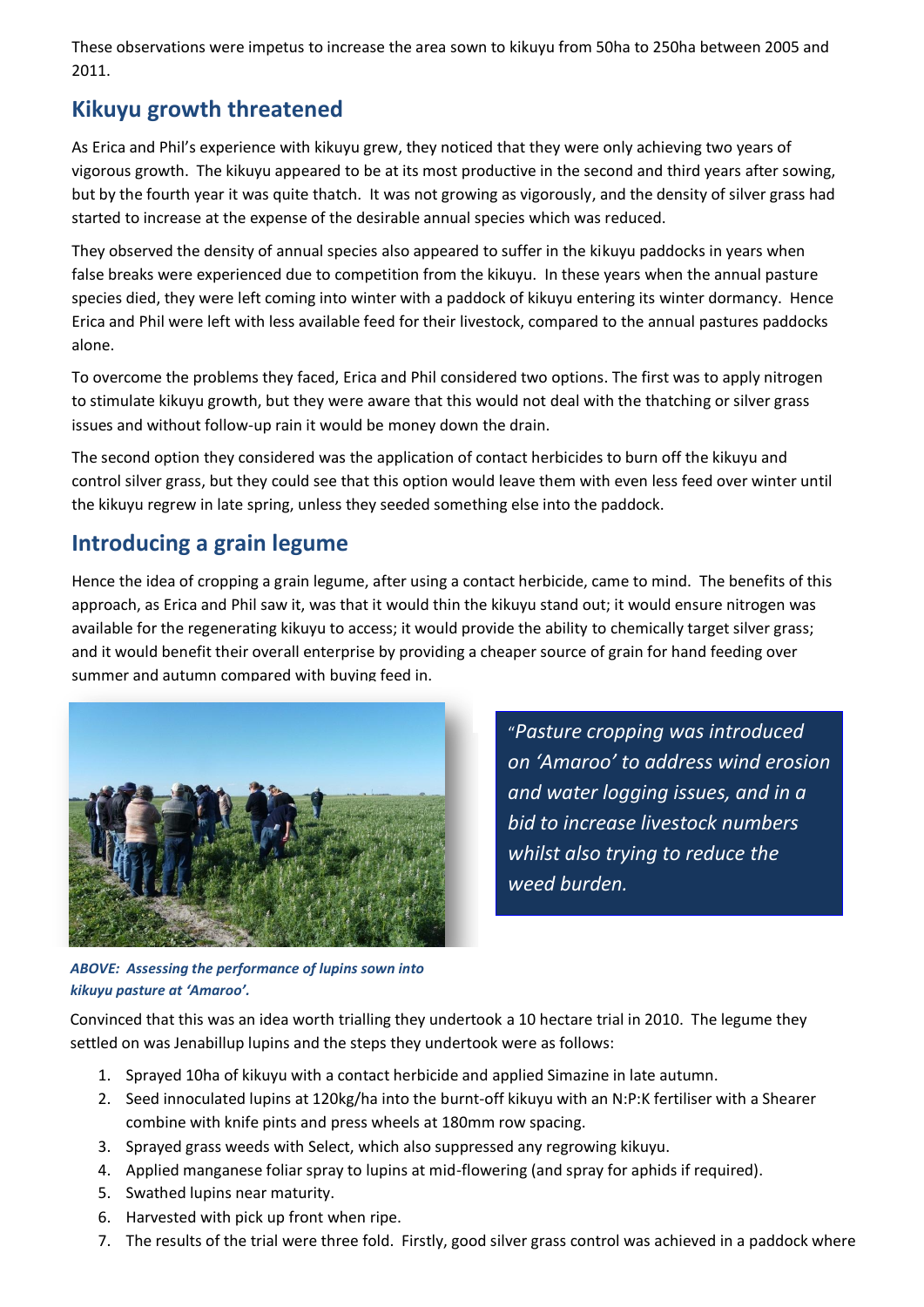These observations were impetus to increase the area sown to kikuyu from 50ha to 250ha between 2005 and 2011.

## Kikuyu growth threatened

As Erica and Phil's experience with kikuyu grew, they noticed that they were only achieving two years of vigorous growth. The kikuyu appeared to be at its most productive in the second and third years after sowing, but by the fourth year it was quite thatch. It was not growing as vigorously, and the density of silver grass had started to increase at the expense of the desirable annual species which was reduced.

They observed the density of annual species also appeared to suffer in the kikuyu paddocks in years when false breaks were experienced due to competition from the kikuyu. In these years when the annual pasture species died, they were left coming into winter with a paddock of kikuyu entering its winter dormancy. Hence Erica and Phil were left with less available feed for their livestock, compared to the annual pastures paddocks alone.

To overcome the problems they faced, Erica and Phil considered two options. The first was to apply nitrogen to stimulate kikuyu growth, but they were aware that this would not deal with the thatching or silver grass issues and without follow-up rain it would be money down the drain.

The second option they considered was the application of contact herbicides to burn off the kikuyu and control silver grass, but they could see that this option would leave them with even less feed over winter until the kikuyu regrew in late spring, unless they seeded something else into the paddock.

## Introducing a grain legume

Hence the idea of cropping a grain legume, after using a contact herbicide, came to mind. The benefits of this approach, as Erica and Phil saw it, was that it would thin the kikuyu stand out; it would ensure nitrogen was available for the regenerating kikuyu to access; it would provide the ability to chemically target silver grass; and it would benefit their overall enterprise by providing a cheaper source of grain for hand feeding over summer and autumn compared with buying feed in.

*ABOVE: Assessing the performance of lupins sown into kikuyu pasture at 'Amaroo'.*

> *"Pasture cropping was introduced on 'Amaroo' to address wind erosion and water logging issues, and in a bid to increase livestock numbers whilst also trying to reduce the weed burden.*

Convinced that this was an idea worth trialling they undertook a 10 hectare trial in 2010. The legume they settled on was Jenabillup lupins and the steps they undertook were as follows:

1. Sprayed 10ha of kikuyu with a contact herbicide and applied Simazine in late autumn.
2. Seed innoculated lupins at 120kg/ha into the burnt-off kikuyu with an N:P:K fertiliser with a Shearer combine with knife pints and press wheels at 180mm row spacing.
3. Sprayed grass weeds with Select, which also suppressed any regrowing kikuyu.
4. Applied manganese foliar spray to lupins at mid-flowering (and spray for aphids if required).
5. Swathed lupins near maturity.
6. Harvested with pick up front when ripe.
7. The results of the trial were three fold. Firstly, good silver grass control was achieved in a paddock where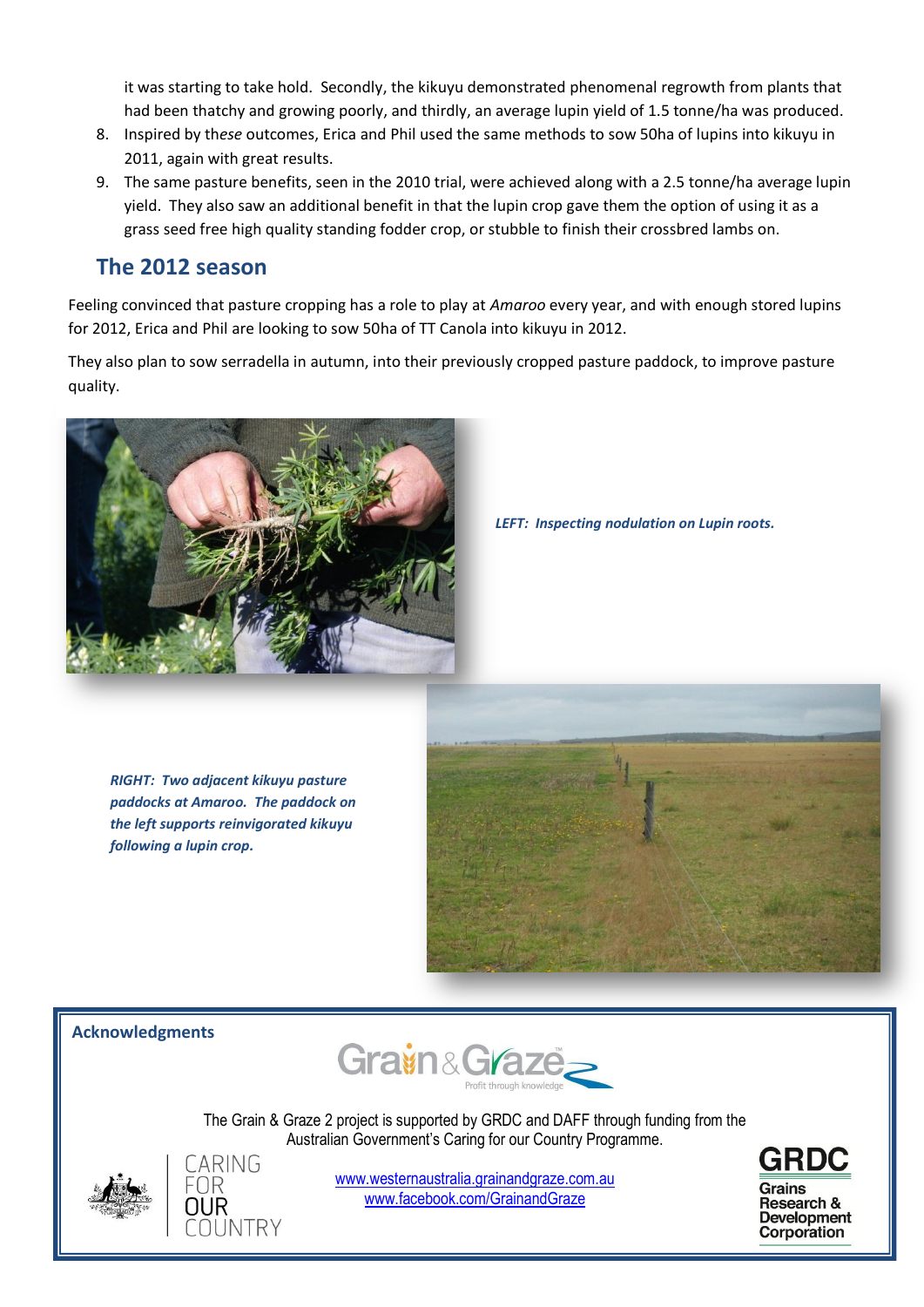it was starting to take hold. Secondly, the kikuyu demonstrated phenomenal regrowth from plants that had been thatchy and growing poorly, and thirdly, an average lupin yield of 1.5 tonne/ha was produced.

8. Inspired by th*ese* outcomes, Erica and Phil used the same methods to sow 50ha of lupins into kikuyu in 2011, again with great results.
9. The same pasture benefits, seen in the 2010 trial, were achieved along with a 2.5 tonne/ha average lupin yield. They also saw an additional benefit in that the lupin crop gave them the option of using it as a grass seed free high quality standing fodder crop, or stubble to finish their crossbred lambs on.

## The 2012 season

Feeling convinced that pasture cropping has a role to play at *Amaroo* every year, and with enough stored lupins for 2012, Erica and Phil are looking to sow 50ha of TT Canola into kikuyu in 2012.

They also plan to sow serradella in autumn, into their previously cropped pasture paddock, to improve pasture quality.

***LEFT: Inspecting nodulation on Lupin roots.***

***RIGHT: Two adjacent kikuyu pasture paddocks at Amaroo. The paddock on the left supports reinvigorated kikuyu following a lupin crop.***

**Acknowledgments**

Grain & Graze – Profit through knowledge

The Grain & Graze 2 project is supported by GRDC and DAFF through funding from the Australian Government's Caring for our Country Programme.

CARING FOR OUR COUNTRY

www.westernaustralia.grainandgraze.com.au
www.facebook.com/GrainandGraze

GRDC Grains Research & Development Corporation